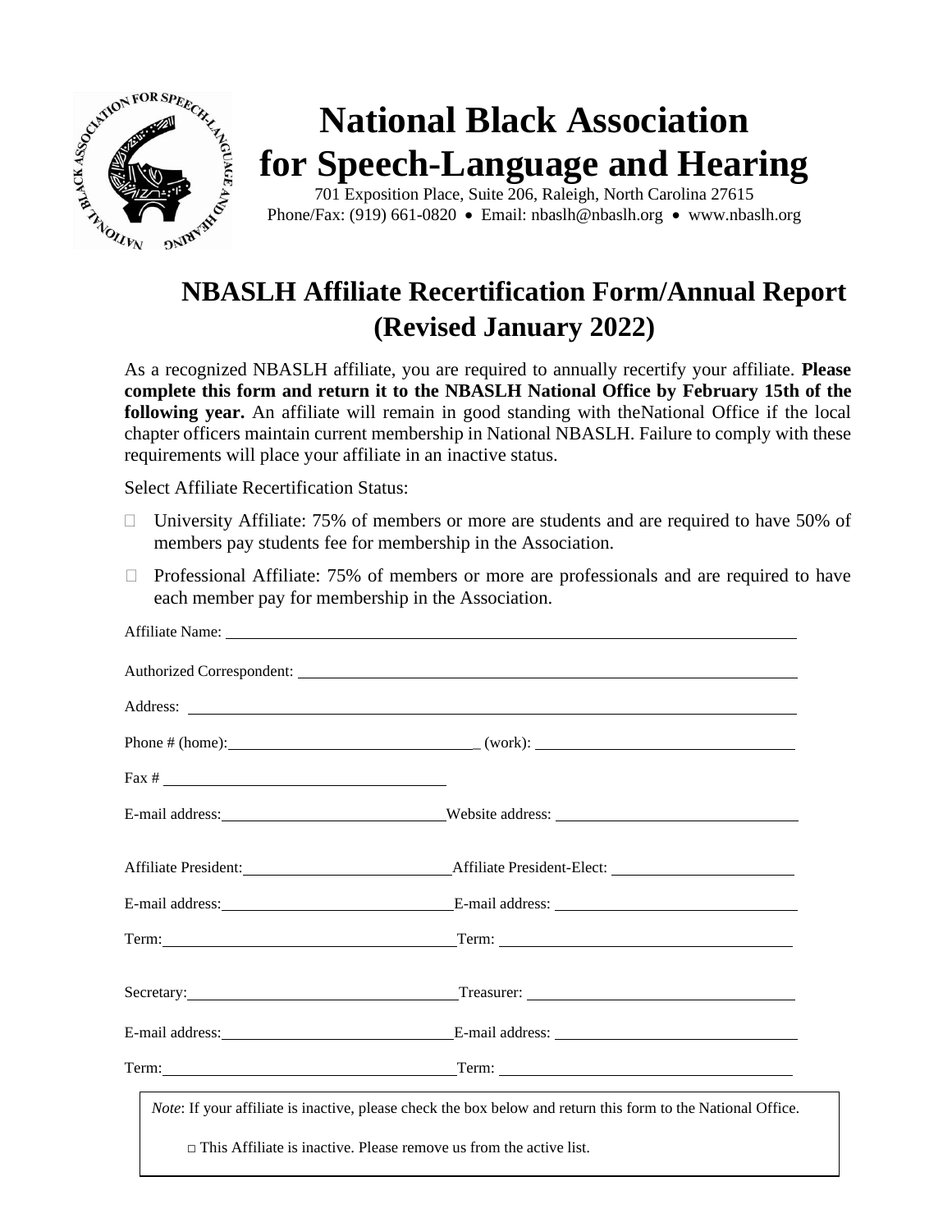# National Black Association for Speech-Language and Hearing

701 Exposition Place, Suite 206, Raleigh, North Carolina 27615
Phone/Fax: (919) 661-0820 • Email: nbaslh@nbaslh.org • www.nbaslh.org

## NBASLH Affiliate Recertification Form/Annual Report (Revised January 2022)

As a recognized NBASLH affiliate, you are required to annually recertify your affiliate. **Please complete this form and return it to the NBASLH National Office by February 15th of the following year.** An affiliate will remain in good standing with theNational Office if the local chapter officers maintain current membership in National NBASLH. Failure to comply with these requirements will place your affiliate in an inactive status.

Select Affiliate Recertification Status:

- ☐ University Affiliate: 75% of members or more are students and are required to have 50% of members pay students fee for membership in the Association.
- ☐ Professional Affiliate: 75% of members or more are professionals and are required to have each member pay for membership in the Association.

Affiliate Name: ____________________

Authorized Correspondent: ____________________

Address: ____________________

Phone # (home): ____________________ (work): ____________________

Fax # ____________________

E-mail address: ____________________ Website address: ____________________

Affiliate President: ____________________ Affiliate President-Elect: ____________________

E-mail address: ____________________ E-mail address: ____________________

Term: ____________________ Term: ____________________

Secretary: ____________________ Treasurer: ____________________

E-mail address: ____________________ E-mail address: ____________________

Term: ____________________ Term: ____________________

*Note*: If your affiliate is inactive, please check the box below and return this form to the National Office.

☐ This Affiliate is inactive. Please remove us from the active list.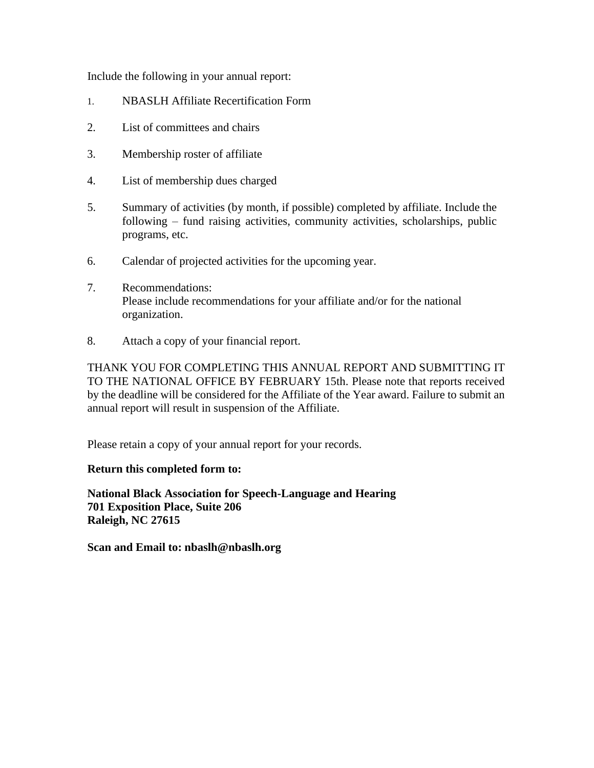Include the following in your annual report:

1. NBASLH Affiliate Recertification Form

2. List of committees and chairs

3. Membership roster of affiliate

4. List of membership dues charged

5. Summary of activities (by month, if possible) completed by affiliate. Include the following – fund raising activities, community activities, scholarships, public programs, etc.

6. Calendar of projected activities for the upcoming year.

7. Recommendations:
   Please include recommendations for your affiliate and/or for the national organization.

8. Attach a copy of your financial report.

THANK YOU FOR COMPLETING THIS ANNUAL REPORT AND SUBMITTING IT TO THE NATIONAL OFFICE BY FEBRUARY 15th. Please note that reports received by the deadline will be considered for the Affiliate of the Year award. Failure to submit an annual report will result in suspension of the Affiliate.

Please retain a copy of your annual report for your records.

**Return this completed form to:**

**National Black Association for Speech-Language and Hearing**
**701 Exposition Place, Suite 206**
**Raleigh, NC 27615**

**Scan and Email to: nbaslh@nbaslh.org**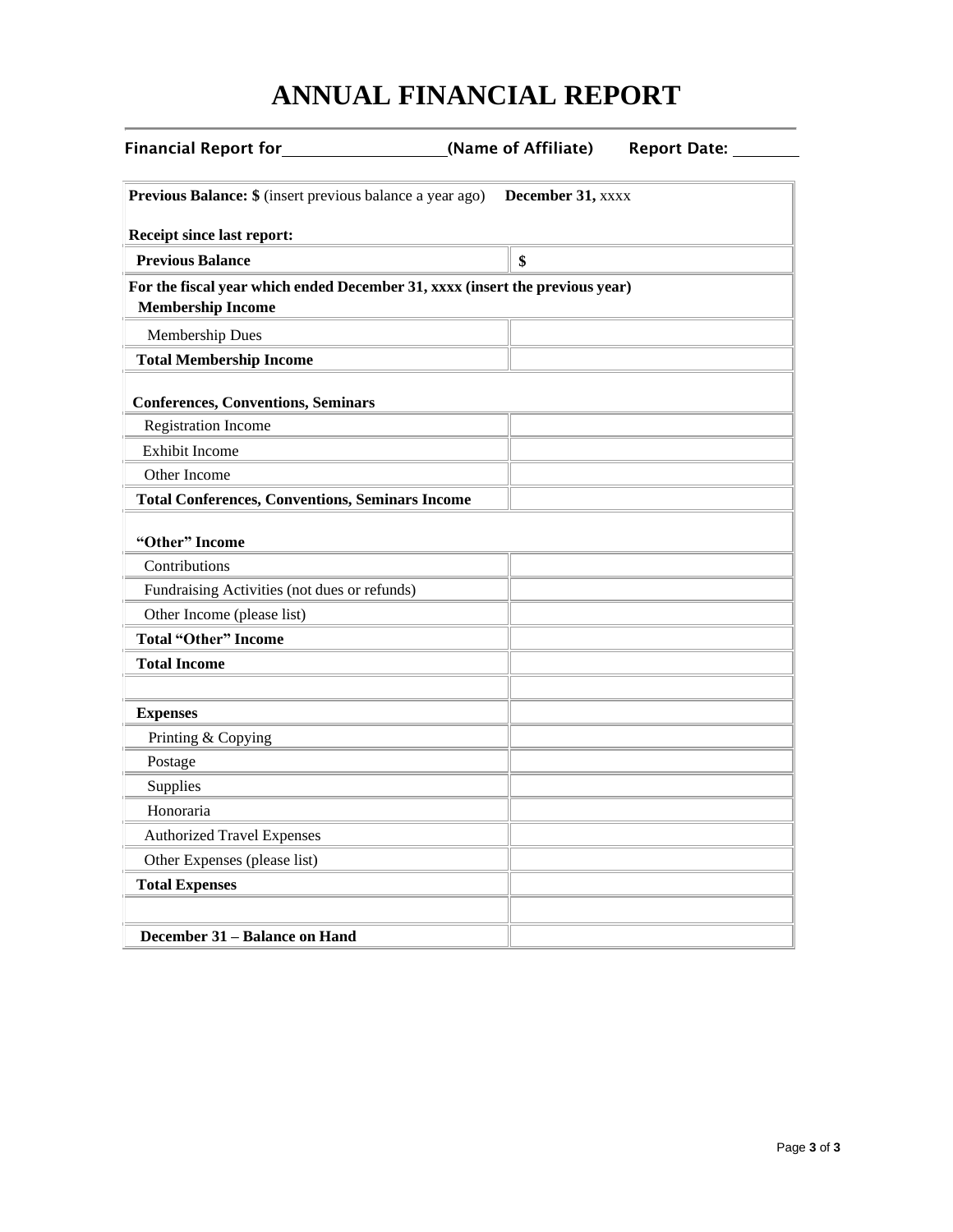# ANNUAL FINANCIAL REPORT

**Financial Report for** \_\_\_\_\_\_\_\_\_\_\_\_\_\_\_\_\_\_\_\_ **(Name of Affiliate)** **Report Date:** \_\_\_\_\_\_\_\_

| | |
|---|---|
| **Previous Balance: $** (insert previous balance a year ago) **December 31,** xxxx<br><br>**Receipt since last report:** | |
| **Previous Balance** | **$** |
| **For the fiscal year which ended December 31, xxxx (insert the previous year)**<br>**Membership Income** | |
| Membership Dues | |
| **Total Membership Income** | |
| **Conferences, Conventions, Seminars** | |
| Registration Income | |
| Exhibit Income | |
| Other Income | |
| **Total Conferences, Conventions, Seminars Income** | |
| **"Other" Income** | |
| Contributions | |
| Fundraising Activities (not dues or refunds) | |
| Other Income (please list) | |
| **Total "Other" Income** | |
| **Total Income** | |
| | |
| **Expenses** | |
| Printing & Copying | |
| Postage | |
| Supplies | |
| Honoraria | |
| Authorized Travel Expenses | |
| Other Expenses (please list) | |
| **Total Expenses** | |
| | |
| **December 31 – Balance on Hand** | |